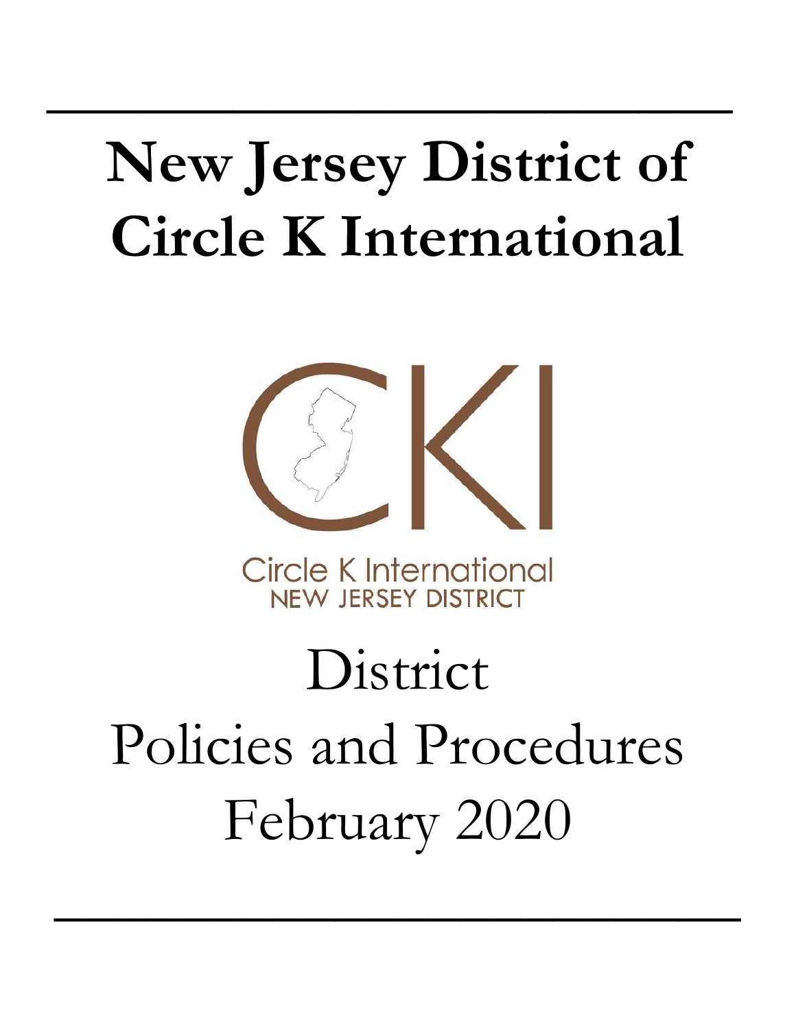# New Jersey District of Circle K International

Circle K International
NEW JERSEY DISTRICT

District
Policies and Procedures
February 2020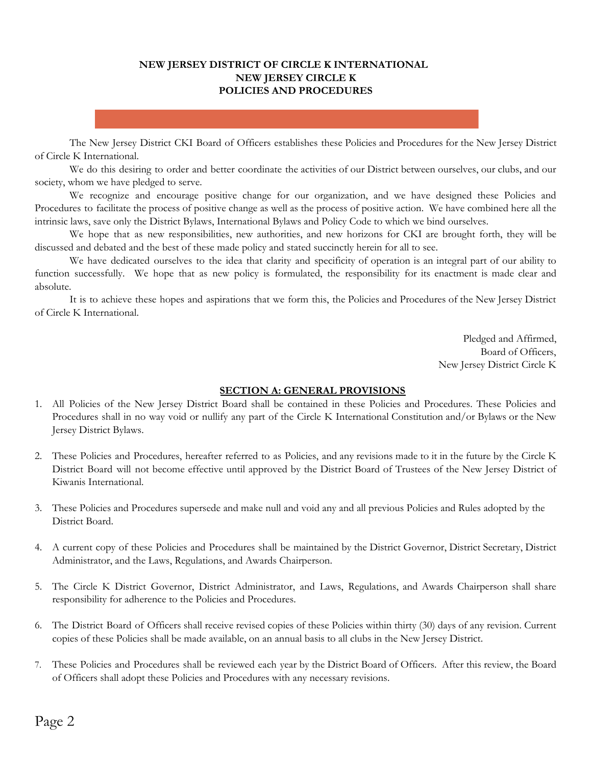**NEW JERSEY DISTRICT OF CIRCLE K INTERNATIONAL**
**NEW JERSEY CIRCLE K**
**POLICIES AND PROCEDURES**

The New Jersey District CKI Board of Officers establishes these Policies and Procedures for the New Jersey District of Circle K International.

We do this desiring to order and better coordinate the activities of our District between ourselves, our clubs, and our society, whom we have pledged to serve.

We recognize and encourage positive change for our organization, and we have designed these Policies and Procedures to facilitate the process of positive change as well as the process of positive action. We have combined here all the intrinsic laws, save only the District Bylaws, International Bylaws and Policy Code to which we bind ourselves.

We hope that as new responsibilities, new authorities, and new horizons for CKI are brought forth, they will be discussed and debated and the best of these made policy and stated succinctly herein for all to see.

We have dedicated ourselves to the idea that clarity and specificity of operation is an integral part of our ability to function successfully. We hope that as new policy is formulated, the responsibility for its enactment is made clear and absolute.

It is to achieve these hopes and aspirations that we form this, the Policies and Procedures of the New Jersey District of Circle K International.

Pledged and Affirmed,
Board of Officers,
New Jersey District Circle K

## SECTION A: GENERAL PROVISIONS

1. All Policies of the New Jersey District Board shall be contained in these Policies and Procedures. These Policies and Procedures shall in no way void or nullify any part of the Circle K International Constitution and/or Bylaws or the New Jersey District Bylaws.

2. These Policies and Procedures, hereafter referred to as Policies, and any revisions made to it in the future by the Circle K District Board will not become effective until approved by the District Board of Trustees of the New Jersey District of Kiwanis International.

3. These Policies and Procedures supersede and make null and void any and all previous Policies and Rules adopted by the District Board.

4. A current copy of these Policies and Procedures shall be maintained by the District Governor, District Secretary, District Administrator, and the Laws, Regulations, and Awards Chairperson.

5. The Circle K District Governor, District Administrator, and Laws, Regulations, and Awards Chairperson shall share responsibility for adherence to the Policies and Procedures.

6. The District Board of Officers shall receive revised copies of these Policies within thirty (30) days of any revision. Current copies of these Policies shall be made available, on an annual basis to all clubs in the New Jersey District.

7. These Policies and Procedures shall be reviewed each year by the District Board of Officers. After this review, the Board of Officers shall adopt these Policies and Procedures with any necessary revisions.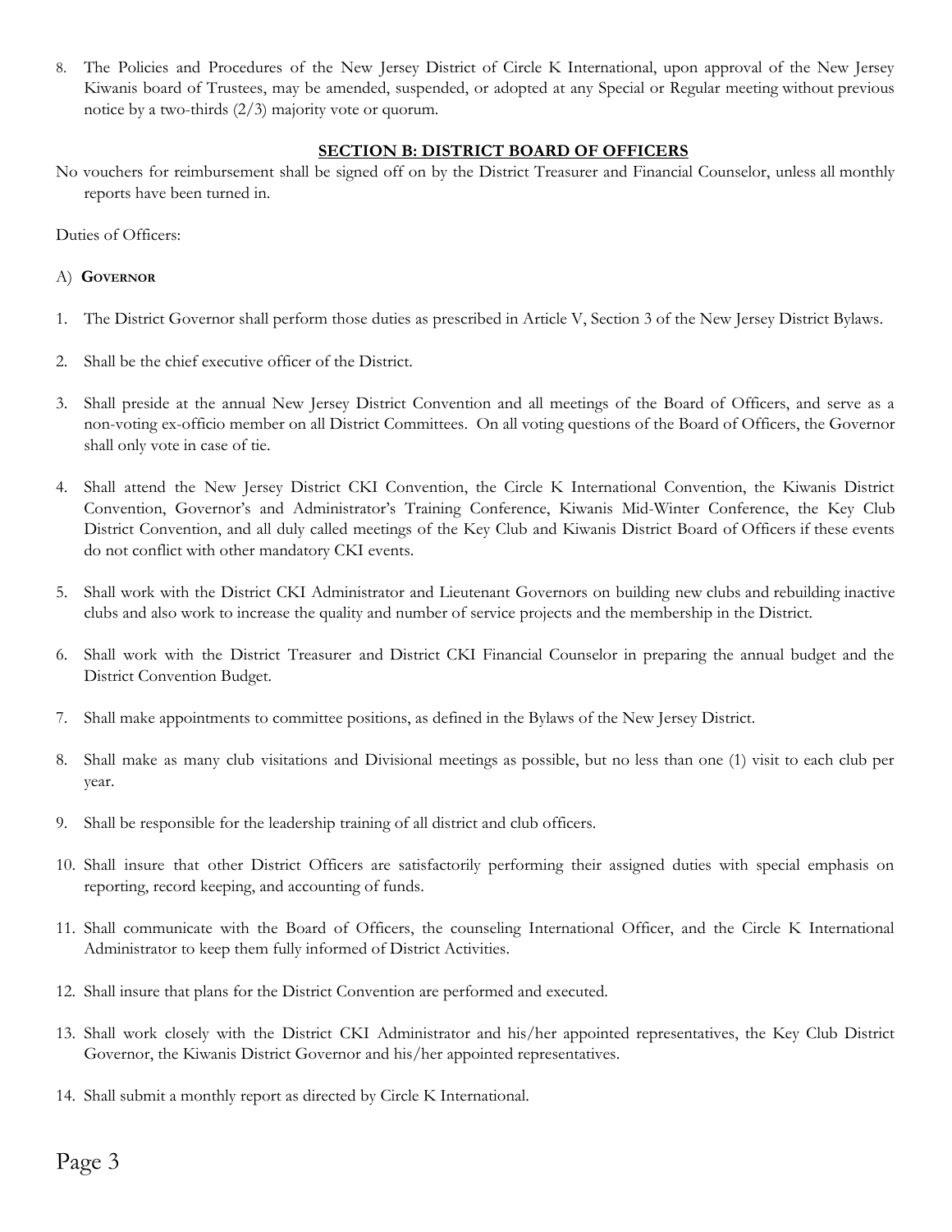8. The Policies and Procedures of the New Jersey District of Circle K International, upon approval of the New Jersey Kiwanis board of Trustees, may be amended, suspended, or adopted at any Special or Regular meeting without previous notice by a two-thirds (2/3) majority vote or quorum.

## SECTION B: DISTRICT BOARD OF OFFICERS

No vouchers for reimbursement shall be signed off on by the District Treasurer and Financial Counselor, unless all monthly reports have been turned in.

Duties of Officers:

A) **Governor**

1. The District Governor shall perform those duties as prescribed in Article V, Section 3 of the New Jersey District Bylaws.

2. Shall be the chief executive officer of the District.

3. Shall preside at the annual New Jersey District Convention and all meetings of the Board of Officers, and serve as a non-voting ex-officio member on all District Committees. On all voting questions of the Board of Officers, the Governor shall only vote in case of tie.

4. Shall attend the New Jersey District CKI Convention, the Circle K International Convention, the Kiwanis District Convention, Governor's and Administrator's Training Conference, Kiwanis Mid-Winter Conference, the Key Club District Convention, and all duly called meetings of the Key Club and Kiwanis District Board of Officers if these events do not conflict with other mandatory CKI events.

5. Shall work with the District CKI Administrator and Lieutenant Governors on building new clubs and rebuilding inactive clubs and also work to increase the quality and number of service projects and the membership in the District.

6. Shall work with the District Treasurer and District CKI Financial Counselor in preparing the annual budget and the District Convention Budget.

7. Shall make appointments to committee positions, as defined in the Bylaws of the New Jersey District.

8. Shall make as many club visitations and Divisional meetings as possible, but no less than one (1) visit to each club per year.

9. Shall be responsible for the leadership training of all district and club officers.

10. Shall insure that other District Officers are satisfactorily performing their assigned duties with special emphasis on reporting, record keeping, and accounting of funds.

11. Shall communicate with the Board of Officers, the counseling International Officer, and the Circle K International Administrator to keep them fully informed of District Activities.

12. Shall insure that plans for the District Convention are performed and executed.

13. Shall work closely with the District CKI Administrator and his/her appointed representatives, the Key Club District Governor, the Kiwanis District Governor and his/her appointed representatives.

14. Shall submit a monthly report as directed by Circle K International.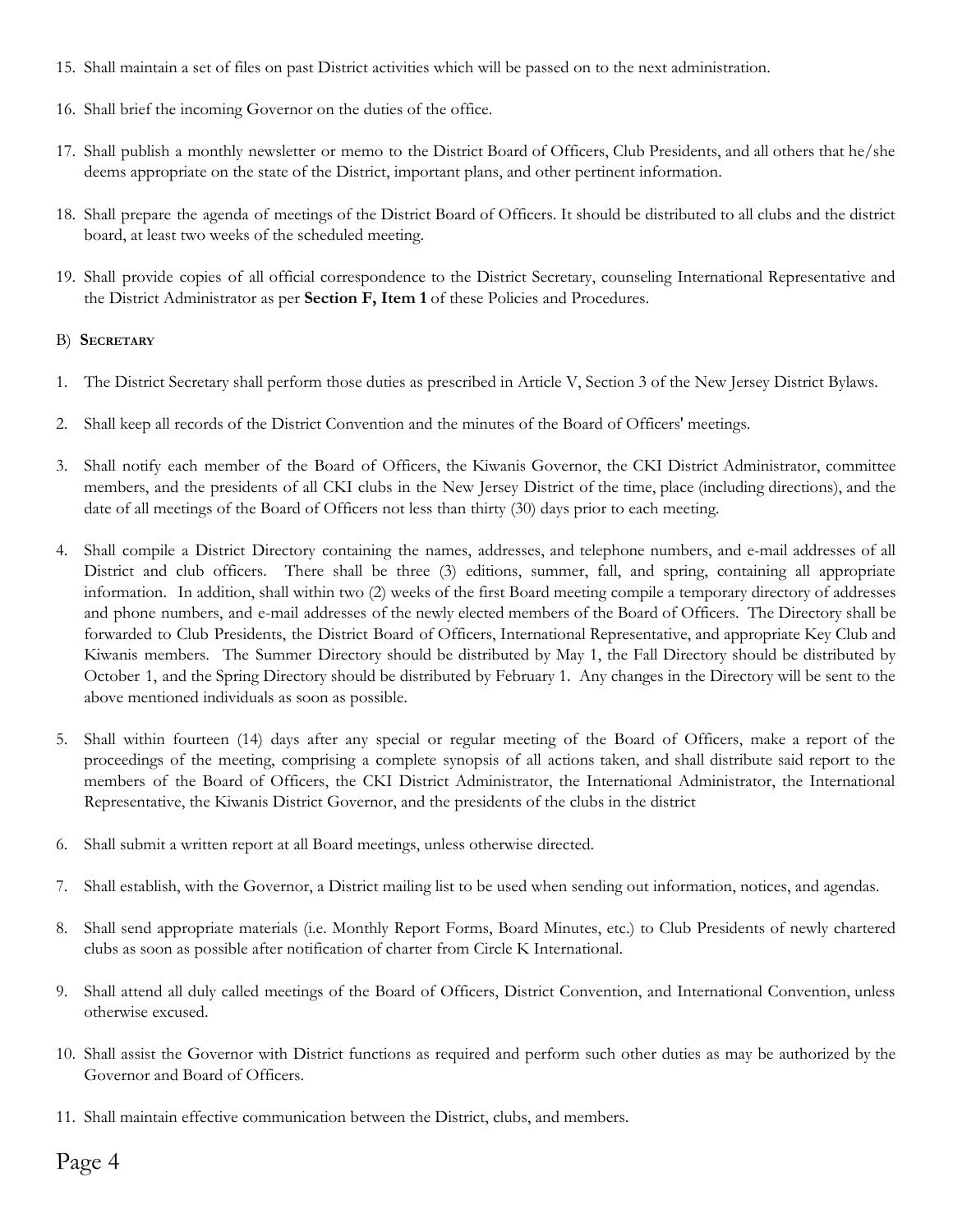15. Shall maintain a set of files on past District activities which will be passed on to the next administration.

16. Shall brief the incoming Governor on the duties of the office.

17. Shall publish a monthly newsletter or memo to the District Board of Officers, Club Presidents, and all others that he/she deems appropriate on the state of the District, important plans, and other pertinent information.

18. Shall prepare the agenda of meetings of the District Board of Officers. It should be distributed to all clubs and the district board, at least two weeks of the scheduled meeting.

19. Shall provide copies of all official correspondence to the District Secretary, counseling International Representative and the District Administrator as per **Section F, Item 1** of these Policies and Procedures.

B) **Secretary**

1. The District Secretary shall perform those duties as prescribed in Article V, Section 3 of the New Jersey District Bylaws.

2. Shall keep all records of the District Convention and the minutes of the Board of Officers' meetings.

3. Shall notify each member of the Board of Officers, the Kiwanis Governor, the CKI District Administrator, committee members, and the presidents of all CKI clubs in the New Jersey District of the time, place (including directions), and the date of all meetings of the Board of Officers not less than thirty (30) days prior to each meeting.

4. Shall compile a District Directory containing the names, addresses, and telephone numbers, and e-mail addresses of all District and club officers. There shall be three (3) editions, summer, fall, and spring, containing all appropriate information. In addition, shall within two (2) weeks of the first Board meeting compile a temporary directory of addresses and phone numbers, and e-mail addresses of the newly elected members of the Board of Officers. The Directory shall be forwarded to Club Presidents, the District Board of Officers, International Representative, and appropriate Key Club and Kiwanis members. The Summer Directory should be distributed by May 1, the Fall Directory should be distributed by October 1, and the Spring Directory should be distributed by February 1. Any changes in the Directory will be sent to the above mentioned individuals as soon as possible.

5. Shall within fourteen (14) days after any special or regular meeting of the Board of Officers, make a report of the proceedings of the meeting, comprising a complete synopsis of all actions taken, and shall distribute said report to the members of the Board of Officers, the CKI District Administrator, the International Administrator, the International Representative, the Kiwanis District Governor, and the presidents of the clubs in the district

6. Shall submit a written report at all Board meetings, unless otherwise directed.

7. Shall establish, with the Governor, a District mailing list to be used when sending out information, notices, and agendas.

8. Shall send appropriate materials (i.e. Monthly Report Forms, Board Minutes, etc.) to Club Presidents of newly chartered clubs as soon as possible after notification of charter from Circle K International.

9. Shall attend all duly called meetings of the Board of Officers, District Convention, and International Convention, unless otherwise excused.

10. Shall assist the Governor with District functions as required and perform such other duties as may be authorized by the Governor and Board of Officers.

11. Shall maintain effective communication between the District, clubs, and members.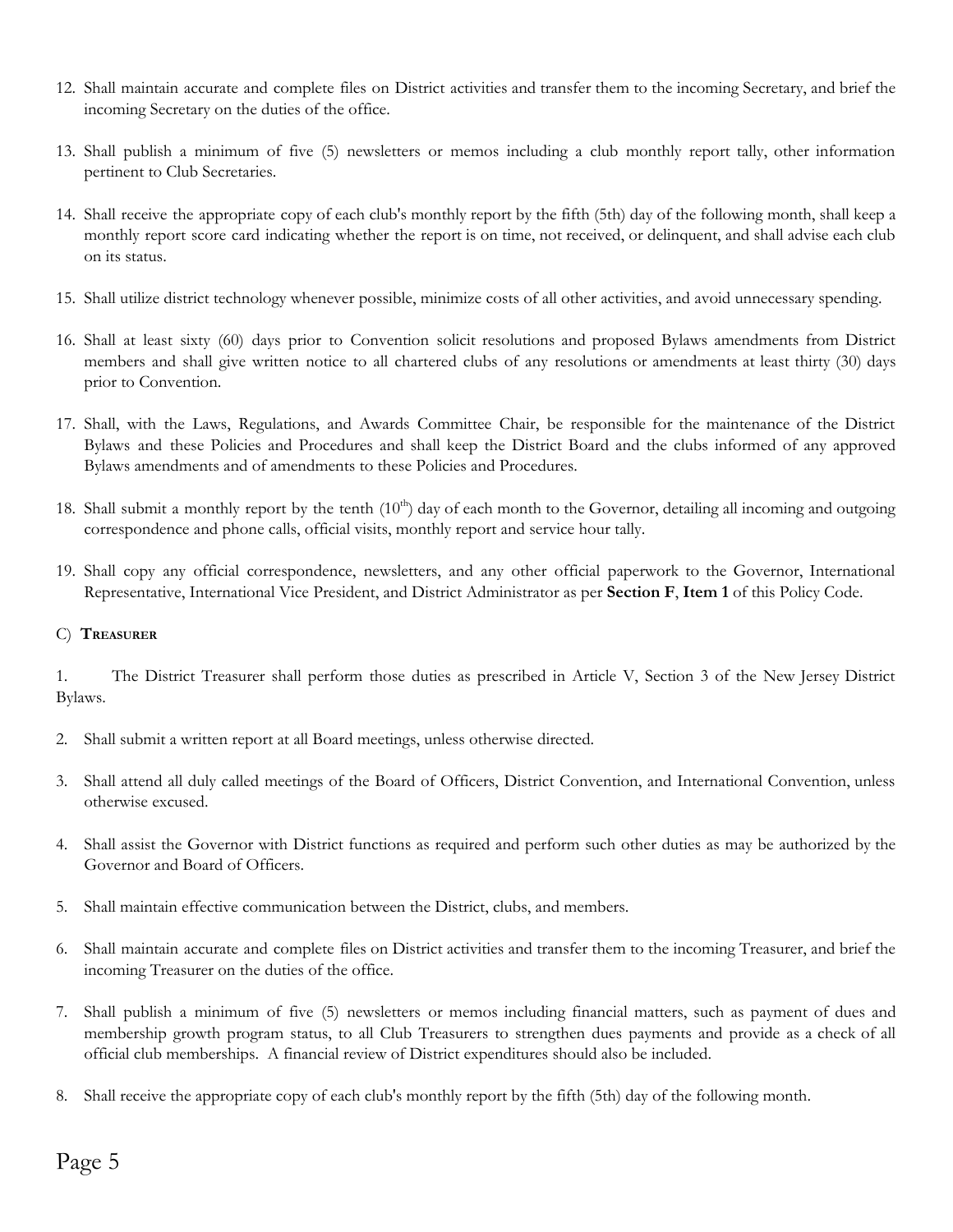12. Shall maintain accurate and complete files on District activities and transfer them to the incoming Secretary, and brief the incoming Secretary on the duties of the office.

13. Shall publish a minimum of five (5) newsletters or memos including a club monthly report tally, other information pertinent to Club Secretaries.

14. Shall receive the appropriate copy of each club's monthly report by the fifth (5th) day of the following month, shall keep a monthly report score card indicating whether the report is on time, not received, or delinquent, and shall advise each club on its status.

15. Shall utilize district technology whenever possible, minimize costs of all other activities, and avoid unnecessary spending.

16. Shall at least sixty (60) days prior to Convention solicit resolutions and proposed Bylaws amendments from District members and shall give written notice to all chartered clubs of any resolutions or amendments at least thirty (30) days prior to Convention.

17. Shall, with the Laws, Regulations, and Awards Committee Chair, be responsible for the maintenance of the District Bylaws and these Policies and Procedures and shall keep the District Board and the clubs informed of any approved Bylaws amendments and of amendments to these Policies and Procedures.

18. Shall submit a monthly report by the tenth (10th) day of each month to the Governor, detailing all incoming and outgoing correspondence and phone calls, official visits, monthly report and service hour tally.

19. Shall copy any official correspondence, newsletters, and any other official paperwork to the Governor, International Representative, International Vice President, and District Administrator as per **Section F**, **Item 1** of this Policy Code.

C) **Treasurer**

1. The District Treasurer shall perform those duties as prescribed in Article V, Section 3 of the New Jersey District Bylaws.

2. Shall submit a written report at all Board meetings, unless otherwise directed.

3. Shall attend all duly called meetings of the Board of Officers, District Convention, and International Convention, unless otherwise excused.

4. Shall assist the Governor with District functions as required and perform such other duties as may be authorized by the Governor and Board of Officers.

5. Shall maintain effective communication between the District, clubs, and members.

6. Shall maintain accurate and complete files on District activities and transfer them to the incoming Treasurer, and brief the incoming Treasurer on the duties of the office.

7. Shall publish a minimum of five (5) newsletters or memos including financial matters, such as payment of dues and membership growth program status, to all Club Treasurers to strengthen dues payments and provide as a check of all official club memberships. A financial review of District expenditures should also be included.

8. Shall receive the appropriate copy of each club's monthly report by the fifth (5th) day of the following month.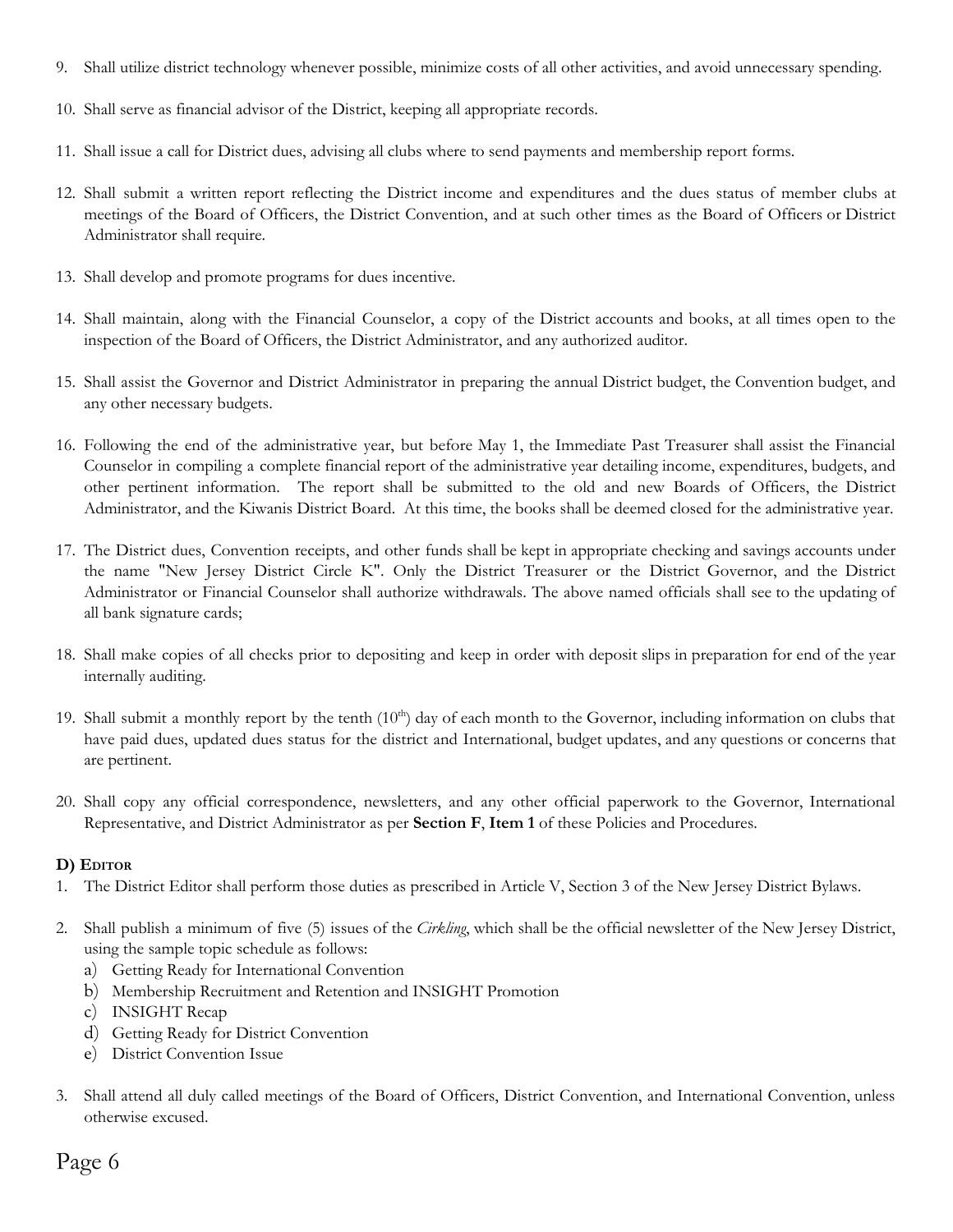9. Shall utilize district technology whenever possible, minimize costs of all other activities, and avoid unnecessary spending.

10. Shall serve as financial advisor of the District, keeping all appropriate records.

11. Shall issue a call for District dues, advising all clubs where to send payments and membership report forms.

12. Shall submit a written report reflecting the District income and expenditures and the dues status of member clubs at meetings of the Board of Officers, the District Convention, and at such other times as the Board of Officers or District Administrator shall require.

13. Shall develop and promote programs for dues incentive.

14. Shall maintain, along with the Financial Counselor, a copy of the District accounts and books, at all times open to the inspection of the Board of Officers, the District Administrator, and any authorized auditor.

15. Shall assist the Governor and District Administrator in preparing the annual District budget, the Convention budget, and any other necessary budgets.

16. Following the end of the administrative year, but before May 1, the Immediate Past Treasurer shall assist the Financial Counselor in compiling a complete financial report of the administrative year detailing income, expenditures, budgets, and other pertinent information. The report shall be submitted to the old and new Boards of Officers, the District Administrator, and the Kiwanis District Board. At this time, the books shall be deemed closed for the administrative year.

17. The District dues, Convention receipts, and other funds shall be kept in appropriate checking and savings accounts under the name "New Jersey District Circle K". Only the District Treasurer or the District Governor, and the District Administrator or Financial Counselor shall authorize withdrawals. The above named officials shall see to the updating of all bank signature cards;

18. Shall make copies of all checks prior to depositing and keep in order with deposit slips in preparation for end of the year internally auditing.

19. Shall submit a monthly report by the tenth (10th) day of each month to the Governor, including information on clubs that have paid dues, updated dues status for the district and International, budget updates, and any questions or concerns that are pertinent.

20. Shall copy any official correspondence, newsletters, and any other official paperwork to the Governor, International Representative, and District Administrator as per **Section F**, **Item 1** of these Policies and Procedures.

### D) Editor

1. The District Editor shall perform those duties as prescribed in Article V, Section 3 of the New Jersey District Bylaws.

2. Shall publish a minimum of five (5) issues of the *Cirkling*, which shall be the official newsletter of the New Jersey District, using the sample topic schedule as follows:
   a) Getting Ready for International Convention
   b) Membership Recruitment and Retention and INSIGHT Promotion
   c) INSIGHT Recap
   d) Getting Ready for District Convention
   e) District Convention Issue

3. Shall attend all duly called meetings of the Board of Officers, District Convention, and International Convention, unless otherwise excused.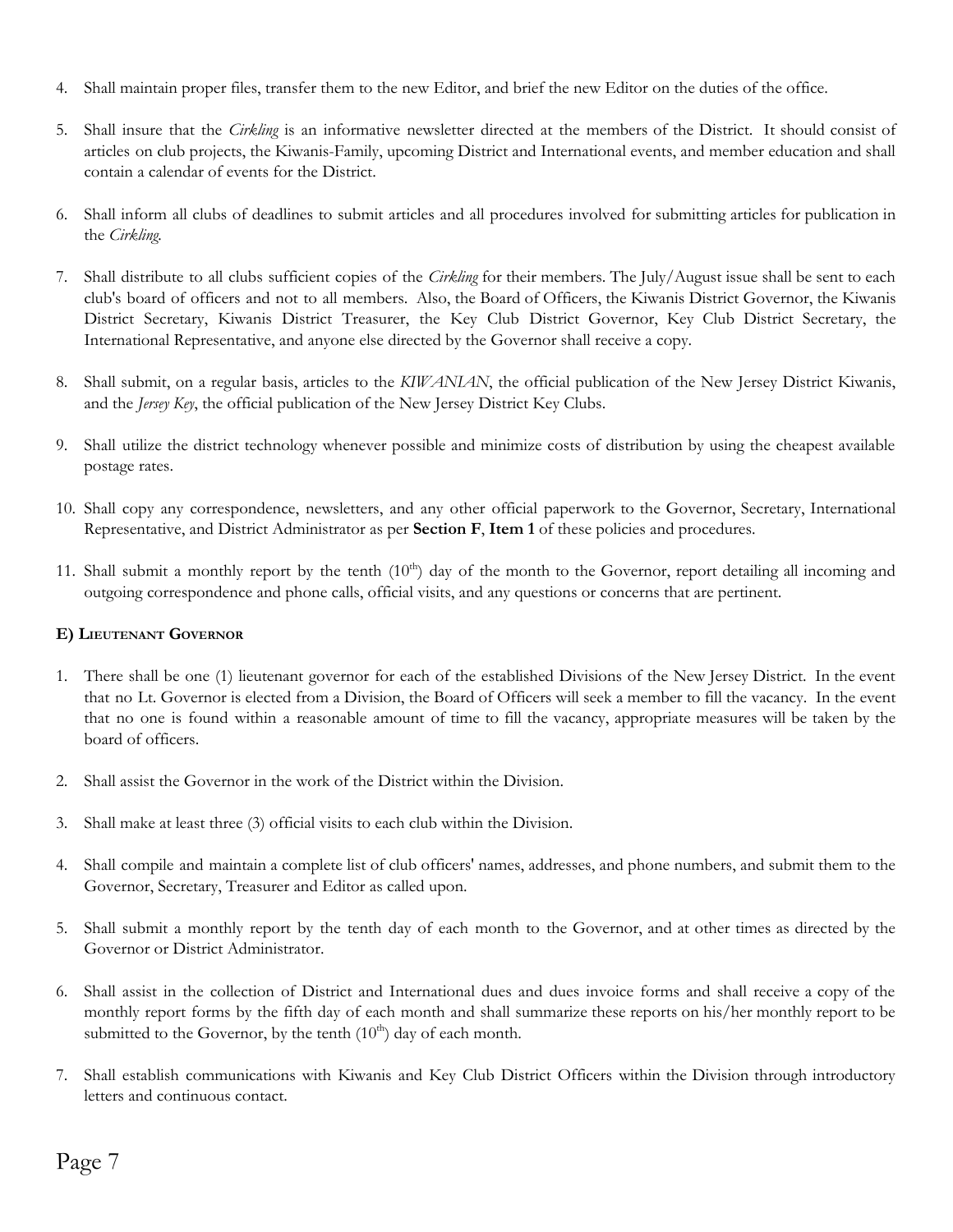4. Shall maintain proper files, transfer them to the new Editor, and brief the new Editor on the duties of the office.

5. Shall insure that the *Cirkling* is an informative newsletter directed at the members of the District. It should consist of articles on club projects, the Kiwanis-Family, upcoming District and International events, and member education and shall contain a calendar of events for the District.

6. Shall inform all clubs of deadlines to submit articles and all procedures involved for submitting articles for publication in the *Cirkling.*

7. Shall distribute to all clubs sufficient copies of the *Cirkling* for their members. The July/August issue shall be sent to each club's board of officers and not to all members. Also, the Board of Officers, the Kiwanis District Governor, the Kiwanis District Secretary, Kiwanis District Treasurer, the Key Club District Governor, Key Club District Secretary, the International Representative, and anyone else directed by the Governor shall receive a copy.

8. Shall submit, on a regular basis, articles to the *KIWANIAN*, the official publication of the New Jersey District Kiwanis, and the *Jersey Key*, the official publication of the New Jersey District Key Clubs.

9. Shall utilize the district technology whenever possible and minimize costs of distribution by using the cheapest available postage rates.

10. Shall copy any correspondence, newsletters, and any other official paperwork to the Governor, Secretary, International Representative, and District Administrator as per **Section F**, **Item 1** of these policies and procedures.

11. Shall submit a monthly report by the tenth (10th) day of the month to the Governor, report detailing all incoming and outgoing correspondence and phone calls, official visits, and any questions or concerns that are pertinent.

**E) Lieutenant Governor**

1. There shall be one (1) lieutenant governor for each of the established Divisions of the New Jersey District. In the event that no Lt. Governor is elected from a Division, the Board of Officers will seek a member to fill the vacancy. In the event that no one is found within a reasonable amount of time to fill the vacancy, appropriate measures will be taken by the board of officers.

2. Shall assist the Governor in the work of the District within the Division.

3. Shall make at least three (3) official visits to each club within the Division.

4. Shall compile and maintain a complete list of club officers' names, addresses, and phone numbers, and submit them to the Governor, Secretary, Treasurer and Editor as called upon.

5. Shall submit a monthly report by the tenth day of each month to the Governor, and at other times as directed by the Governor or District Administrator.

6. Shall assist in the collection of District and International dues and dues invoice forms and shall receive a copy of the monthly report forms by the fifth day of each month and shall summarize these reports on his/her monthly report to be submitted to the Governor, by the tenth (10th) day of each month.

7. Shall establish communications with Kiwanis and Key Club District Officers within the Division through introductory letters and continuous contact.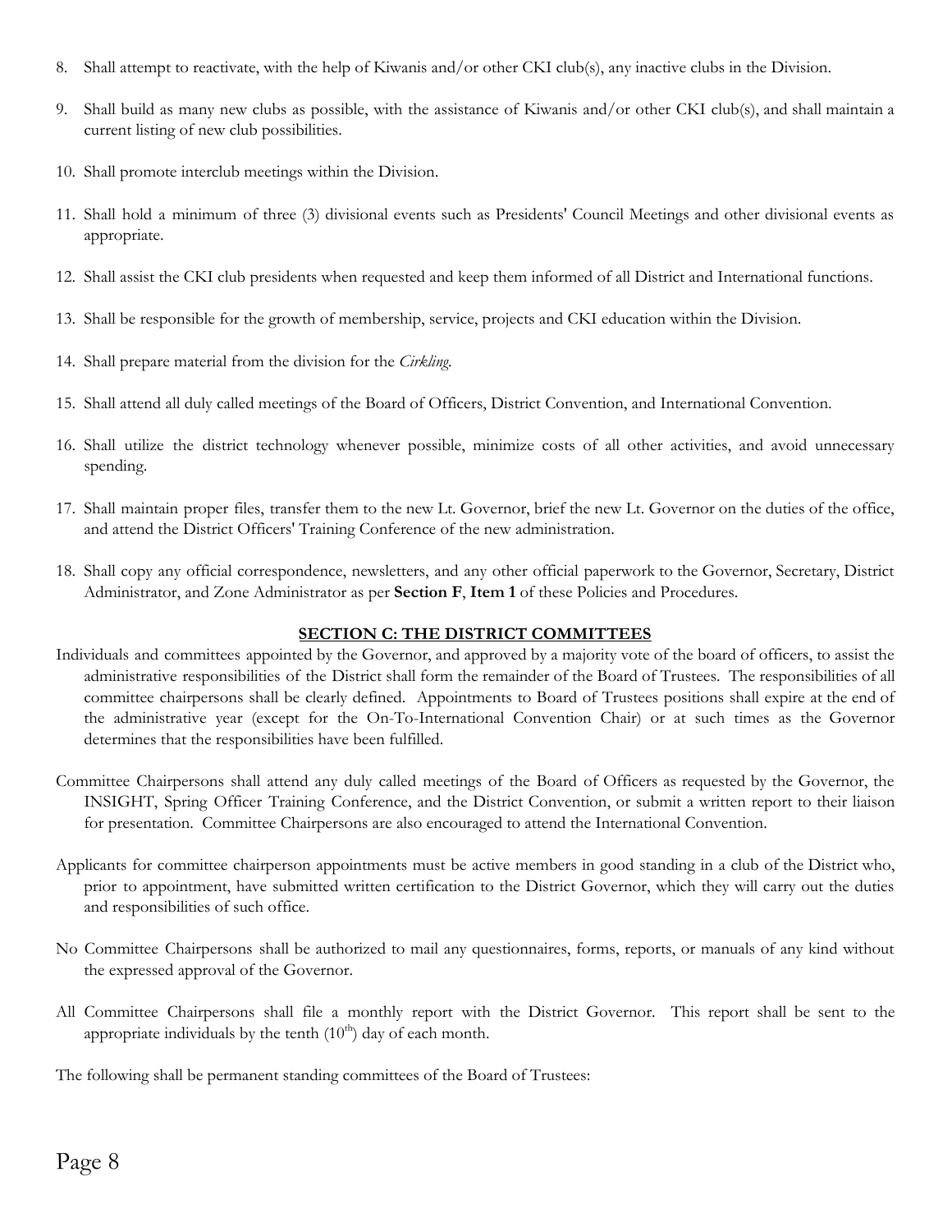8. Shall attempt to reactivate, with the help of Kiwanis and/or other CKI club(s), any inactive clubs in the Division.

9. Shall build as many new clubs as possible, with the assistance of Kiwanis and/or other CKI club(s), and shall maintain a current listing of new club possibilities.

10. Shall promote interclub meetings within the Division.

11. Shall hold a minimum of three (3) divisional events such as Presidents' Council Meetings and other divisional events as appropriate.

12. Shall assist the CKI club presidents when requested and keep them informed of all District and International functions.

13. Shall be responsible for the growth of membership, service, projects and CKI education within the Division.

14. Shall prepare material from the division for the *Cirkling*.

15. Shall attend all duly called meetings of the Board of Officers, District Convention, and International Convention.

16. Shall utilize the district technology whenever possible, minimize costs of all other activities, and avoid unnecessary spending.

17. Shall maintain proper files, transfer them to the new Lt. Governor, brief the new Lt. Governor on the duties of the office, and attend the District Officers' Training Conference of the new administration.

18. Shall copy any official correspondence, newsletters, and any other official paperwork to the Governor, Secretary, District Administrator, and Zone Administrator as per **Section F**, **Item 1** of these Policies and Procedures.

## SECTION C: THE DISTRICT COMMITTEES

Individuals and committees appointed by the Governor, and approved by a majority vote of the board of officers, to assist the administrative responsibilities of the District shall form the remainder of the Board of Trustees. The responsibilities of all committee chairpersons shall be clearly defined. Appointments to Board of Trustees positions shall expire at the end of the administrative year (except for the On-To-International Convention Chair) or at such times as the Governor determines that the responsibilities have been fulfilled.

Committee Chairpersons shall attend any duly called meetings of the Board of Officers as requested by the Governor, the INSIGHT, Spring Officer Training Conference, and the District Convention, or submit a written report to their liaison for presentation. Committee Chairpersons are also encouraged to attend the International Convention.

Applicants for committee chairperson appointments must be active members in good standing in a club of the District who, prior to appointment, have submitted written certification to the District Governor, which they will carry out the duties and responsibilities of such office.

No Committee Chairpersons shall be authorized to mail any questionnaires, forms, reports, or manuals of any kind without the expressed approval of the Governor.

All Committee Chairpersons shall file a monthly report with the District Governor. This report shall be sent to the appropriate individuals by the tenth (10th) day of each month.

The following shall be permanent standing committees of the Board of Trustees: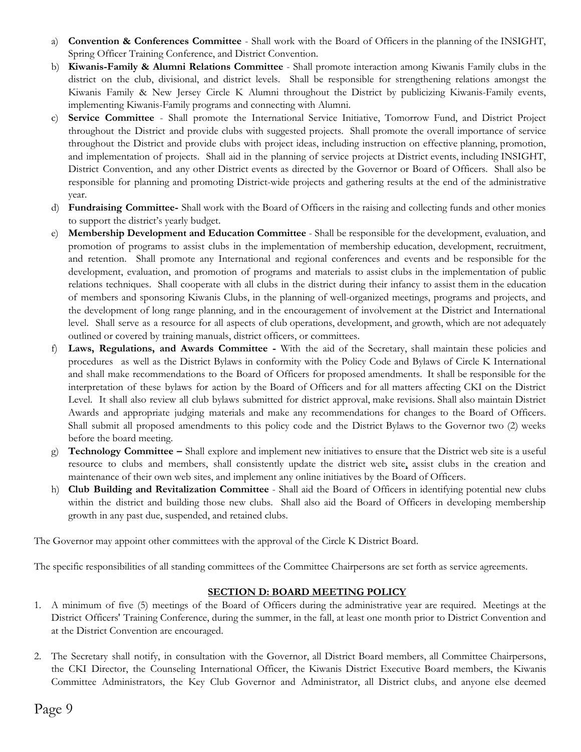a) **Convention & Conferences Committee** - Shall work with the Board of Officers in the planning of the INSIGHT, Spring Officer Training Conference, and District Convention.

b) **Kiwanis-Family & Alumni Relations Committee** - Shall promote interaction among Kiwanis Family clubs in the district on the club, divisional, and district levels. Shall be responsible for strengthening relations amongst the Kiwanis Family & New Jersey Circle K Alumni throughout the District by publicizing Kiwanis-Family events, implementing Kiwanis-Family programs and connecting with Alumni.

c) **Service Committee** - Shall promote the International Service Initiative, Tomorrow Fund, and District Project throughout the District and provide clubs with suggested projects. Shall promote the overall importance of service throughout the District and provide clubs with project ideas, including instruction on effective planning, promotion, and implementation of projects. Shall aid in the planning of service projects at District events, including INSIGHT, District Convention, and any other District events as directed by the Governor or Board of Officers. Shall also be responsible for planning and promoting District-wide projects and gathering results at the end of the administrative year.

d) **Fundraising Committee-** Shall work with the Board of Officers in the raising and collecting funds and other monies to support the district's yearly budget.

e) **Membership Development and Education Committee** - Shall be responsible for the development, evaluation, and promotion of programs to assist clubs in the implementation of membership education, development, recruitment, and retention. Shall promote any International and regional conferences and events and be responsible for the development, evaluation, and promotion of programs and materials to assist clubs in the implementation of public relations techniques. Shall cooperate with all clubs in the district during their infancy to assist them in the education of members and sponsoring Kiwanis Clubs, in the planning of well-organized meetings, programs and projects, and the development of long range planning, and in the encouragement of involvement at the District and International level. Shall serve as a resource for all aspects of club operations, development, and growth, which are not adequately outlined or covered by training manuals, district officers, or committees.

f) **Laws, Regulations, and Awards Committee -** With the aid of the Secretary, shall maintain these policies and procedures as well as the District Bylaws in conformity with the Policy Code and Bylaws of Circle K International and shall make recommendations to the Board of Officers for proposed amendments. It shall be responsible for the interpretation of these bylaws for action by the Board of Officers and for all matters affecting CKI on the District Level. It shall also review all club bylaws submitted for district approval, make revisions. Shall also maintain District Awards and appropriate judging materials and make any recommendations for changes to the Board of Officers. Shall submit all proposed amendments to this policy code and the District Bylaws to the Governor two (2) weeks before the board meeting.

g) **Technology Committee –** Shall explore and implement new initiatives to ensure that the District web site is a useful resource to clubs and members, shall consistently update the district web site, assist clubs in the creation and maintenance of their own web sites, and implement any online initiatives by the Board of Officers.

h) **Club Building and Revitalization Committee** - Shall aid the Board of Officers in identifying potential new clubs within the district and building those new clubs. Shall also aid the Board of Officers in developing membership growth in any past due, suspended, and retained clubs.

The Governor may appoint other committees with the approval of the Circle K District Board.

The specific responsibilities of all standing committees of the Committee Chairpersons are set forth as service agreements.

## SECTION D: BOARD MEETING POLICY

1. A minimum of five (5) meetings of the Board of Officers during the administrative year are required. Meetings at the District Officers' Training Conference, during the summer, in the fall, at least one month prior to District Convention and at the District Convention are encouraged.

2. The Secretary shall notify, in consultation with the Governor, all District Board members, all Committee Chairpersons, the CKI Director, the Counseling International Officer, the Kiwanis District Executive Board members, the Kiwanis Committee Administrators, the Key Club Governor and Administrator, all District clubs, and anyone else deemed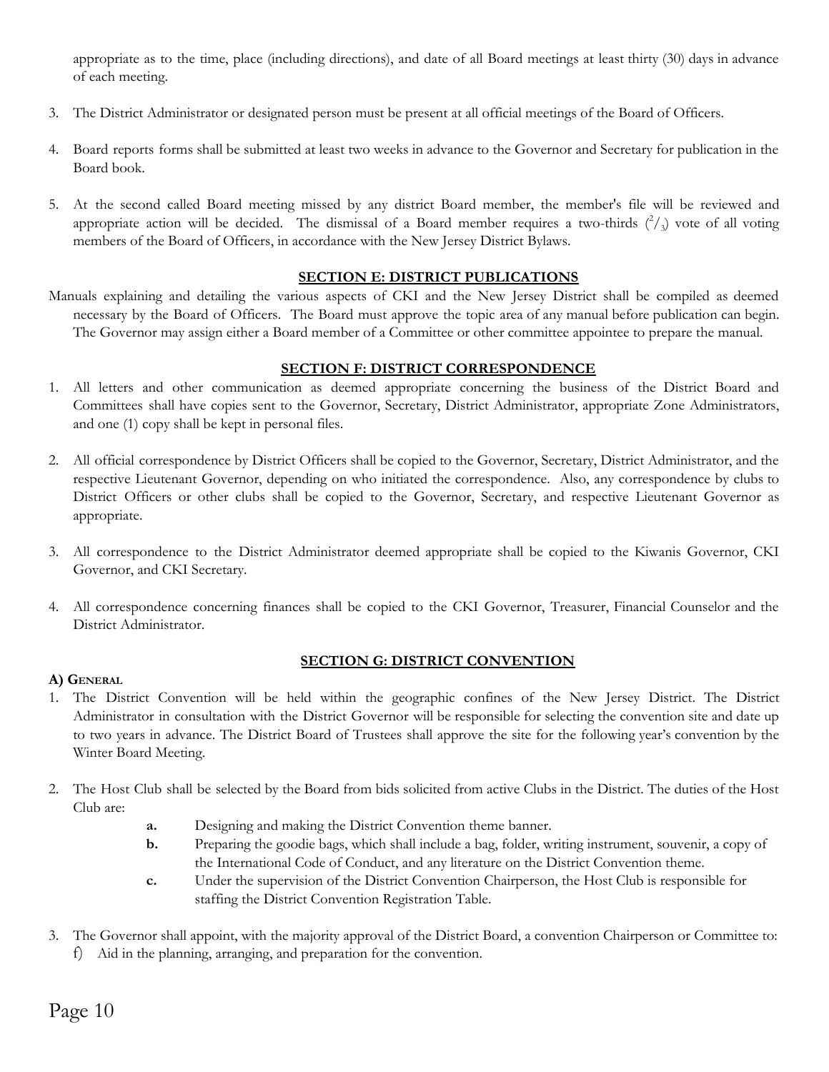appropriate as to the time, place (including directions), and date of all Board meetings at least thirty (30) days in advance of each meeting.

3. The District Administrator or designated person must be present at all official meetings of the Board of Officers.

4. Board reports forms shall be submitted at least two weeks in advance to the Governor and Secretary for publication in the Board book.

5. At the second called Board meeting missed by any district Board member, the member's file will be reviewed and appropriate action will be decided. The dismissal of a Board member requires a two-thirds ($^2/_3$) vote of all voting members of the Board of Officers, in accordance with the New Jersey District Bylaws.

## SECTION E: DISTRICT PUBLICATIONS

Manuals explaining and detailing the various aspects of CKI and the New Jersey District shall be compiled as deemed necessary by the Board of Officers. The Board must approve the topic area of any manual before publication can begin. The Governor may assign either a Board member of a Committee or other committee appointee to prepare the manual.

## SECTION F: DISTRICT CORRESPONDENCE

1. All letters and other communication as deemed appropriate concerning the business of the District Board and Committees shall have copies sent to the Governor, Secretary, District Administrator, appropriate Zone Administrators, and one (1) copy shall be kept in personal files.

2. All official correspondence by District Officers shall be copied to the Governor, Secretary, District Administrator, and the respective Lieutenant Governor, depending on who initiated the correspondence. Also, any correspondence by clubs to District Officers or other clubs shall be copied to the Governor, Secretary, and respective Lieutenant Governor as appropriate.

3. All correspondence to the District Administrator deemed appropriate shall be copied to the Kiwanis Governor, CKI Governor, and CKI Secretary.

4. All correspondence concerning finances shall be copied to the CKI Governor, Treasurer, Financial Counselor and the District Administrator.

## SECTION G: DISTRICT CONVENTION

**A) General**

1. The District Convention will be held within the geographic confines of the New Jersey District. The District Administrator in consultation with the District Governor will be responsible for selecting the convention site and date up to two years in advance. The District Board of Trustees shall approve the site for the following year's convention by the Winter Board Meeting.

2. The Host Club shall be selected by the Board from bids solicited from active Clubs in the District. The duties of the Host Club are:
   - **a.** Designing and making the District Convention theme banner.
   - **b.** Preparing the goodie bags, which shall include a bag, folder, writing instrument, souvenir, a copy of the International Code of Conduct, and any literature on the District Convention theme.
   - **c.** Under the supervision of the District Convention Chairperson, the Host Club is responsible for staffing the District Convention Registration Table.

3. The Governor shall appoint, with the majority approval of the District Board, a convention Chairperson or Committee to:
   - f) Aid in the planning, arranging, and preparation for the convention.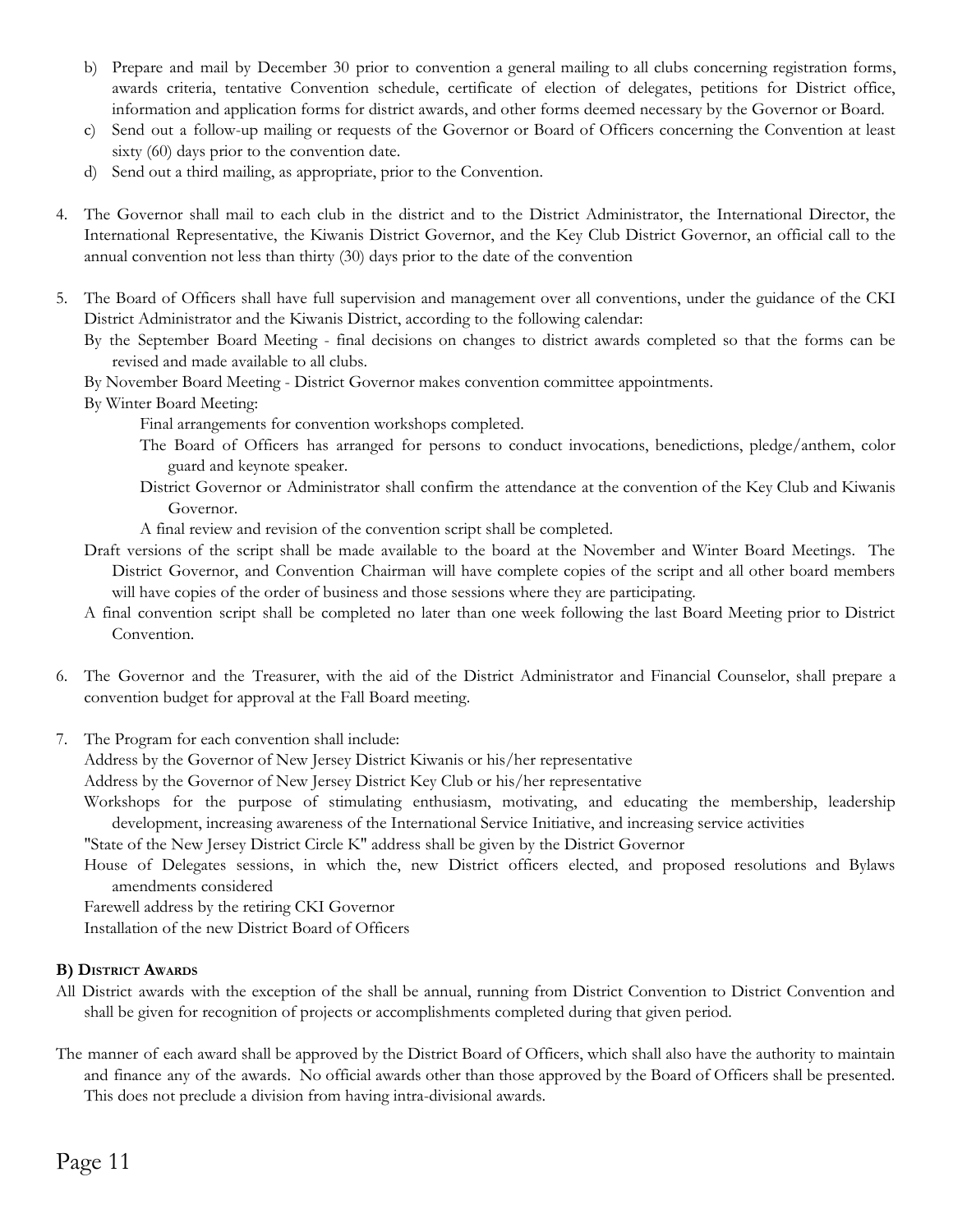b) Prepare and mail by December 30 prior to convention a general mailing to all clubs concerning registration forms, awards criteria, tentative Convention schedule, certificate of election of delegates, petitions for District office, information and application forms for district awards, and other forms deemed necessary by the Governor or Board.

c) Send out a follow-up mailing or requests of the Governor or Board of Officers concerning the Convention at least sixty (60) days prior to the convention date.

d) Send out a third mailing, as appropriate, prior to the Convention.

4. The Governor shall mail to each club in the district and to the District Administrator, the International Director, the International Representative, the Kiwanis District Governor, and the Key Club District Governor, an official call to the annual convention not less than thirty (30) days prior to the date of the convention

5. The Board of Officers shall have full supervision and management over all conventions, under the guidance of the CKI District Administrator and the Kiwanis District, according to the following calendar:

   By the September Board Meeting - final decisions on changes to district awards completed so that the forms can be revised and made available to all clubs.

   By November Board Meeting - District Governor makes convention committee appointments.

   By Winter Board Meeting:

   - Final arrangements for convention workshops completed.
   - The Board of Officers has arranged for persons to conduct invocations, benedictions, pledge/anthem, color guard and keynote speaker.
   - District Governor or Administrator shall confirm the attendance at the convention of the Key Club and Kiwanis Governor.
   - A final review and revision of the convention script shall be completed.

   Draft versions of the script shall be made available to the board at the November and Winter Board Meetings. The District Governor, and Convention Chairman will have complete copies of the script and all other board members will have copies of the order of business and those sessions where they are participating.

   A final convention script shall be completed no later than one week following the last Board Meeting prior to District Convention.

6. The Governor and the Treasurer, with the aid of the District Administrator and Financial Counselor, shall prepare a convention budget for approval at the Fall Board meeting.

7. The Program for each convention shall include:

   Address by the Governor of New Jersey District Kiwanis or his/her representative

   Address by the Governor of New Jersey District Key Club or his/her representative

   Workshops for the purpose of stimulating enthusiasm, motivating, and educating the membership, leadership development, increasing awareness of the International Service Initiative, and increasing service activities

   "State of the New Jersey District Circle K" address shall be given by the District Governor

   House of Delegates sessions, in which the, new District officers elected, and proposed resolutions and Bylaws amendments considered

   Farewell address by the retiring CKI Governor

   Installation of the new District Board of Officers

**B) District Awards**

All District awards with the exception of the shall be annual, running from District Convention to District Convention and shall be given for recognition of projects or accomplishments completed during that given period.

The manner of each award shall be approved by the District Board of Officers, which shall also have the authority to maintain and finance any of the awards. No official awards other than those approved by the Board of Officers shall be presented. This does not preclude a division from having intra-divisional awards.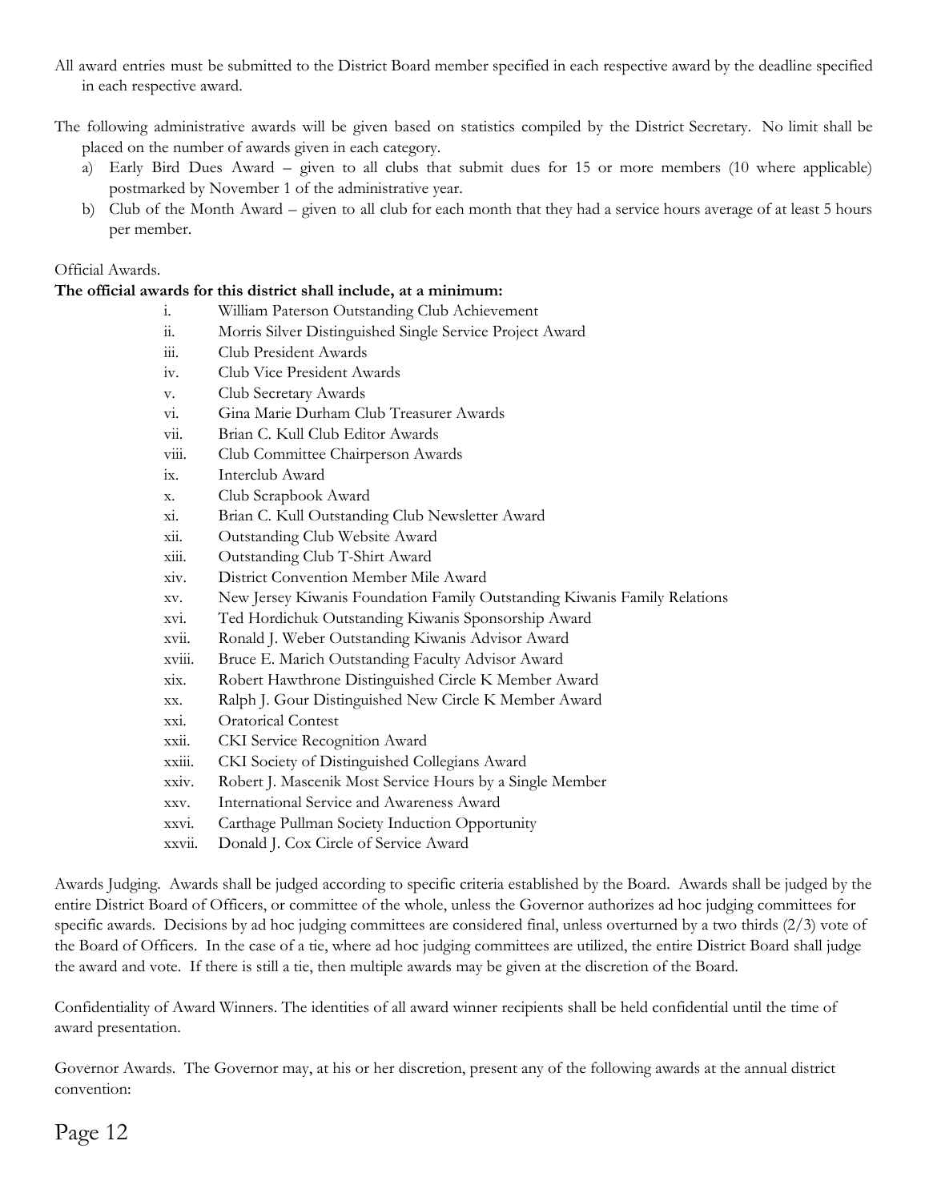All award entries must be submitted to the District Board member specified in each respective award by the deadline specified in each respective award.

The following administrative awards will be given based on statistics compiled by the District Secretary. No limit shall be placed on the number of awards given in each category.

a) Early Bird Dues Award – given to all clubs that submit dues for 15 or more members (10 where applicable) postmarked by November 1 of the administrative year.
b) Club of the Month Award – given to all club for each month that they had a service hours average of at least 5 hours per member.

Official Awards.

**The official awards for this district shall include, at a minimum:**

i. William Paterson Outstanding Club Achievement
ii. Morris Silver Distinguished Single Service Project Award
iii. Club President Awards
iv. Club Vice President Awards
v. Club Secretary Awards
vi. Gina Marie Durham Club Treasurer Awards
vii. Brian C. Kull Club Editor Awards
viii. Club Committee Chairperson Awards
ix. Interclub Award
x. Club Scrapbook Award
xi. Brian C. Kull Outstanding Club Newsletter Award
xii. Outstanding Club Website Award
xiii. Outstanding Club T-Shirt Award
xiv. District Convention Member Mile Award
xv. New Jersey Kiwanis Foundation Family Outstanding Kiwanis Family Relations
xvi. Ted Hordichuk Outstanding Kiwanis Sponsorship Award
xvii. Ronald J. Weber Outstanding Kiwanis Advisor Award
xviii. Bruce E. Marich Outstanding Faculty Advisor Award
xix. Robert Hawthrone Distinguished Circle K Member Award
xx. Ralph J. Gour Distinguished New Circle K Member Award
xxi. Oratorical Contest
xxii. CKI Service Recognition Award
xxiii. CKI Society of Distinguished Collegians Award
xxiv. Robert J. Mascenik Most Service Hours by a Single Member
xxv. International Service and Awareness Award
xxvi. Carthage Pullman Society Induction Opportunity
xxvii. Donald J. Cox Circle of Service Award

Awards Judging. Awards shall be judged according to specific criteria established by the Board. Awards shall be judged by the entire District Board of Officers, or committee of the whole, unless the Governor authorizes ad hoc judging committees for specific awards. Decisions by ad hoc judging committees are considered final, unless overturned by a two thirds (2/3) vote of the Board of Officers. In the case of a tie, where ad hoc judging committees are utilized, the entire District Board shall judge the award and vote. If there is still a tie, then multiple awards may be given at the discretion of the Board.

Confidentiality of Award Winners. The identities of all award winner recipients shall be held confidential until the time of award presentation.

Governor Awards. The Governor may, at his or her discretion, present any of the following awards at the annual district convention: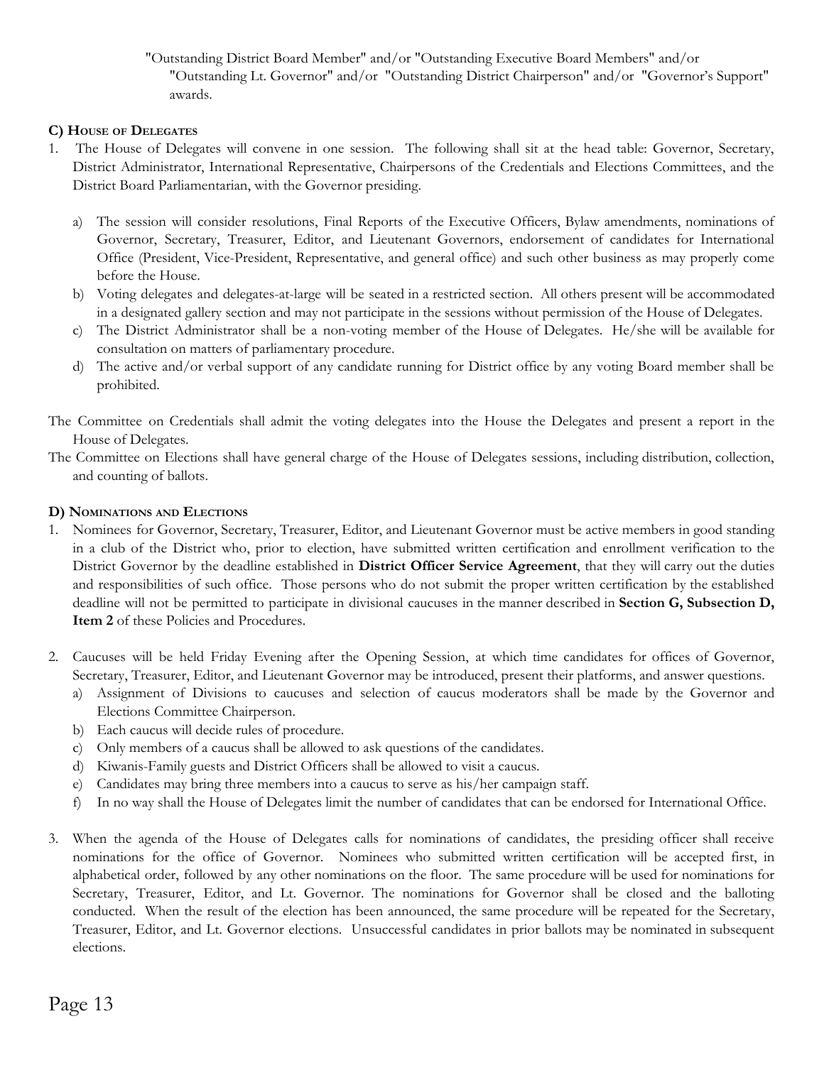"Outstanding District Board Member" and/or "Outstanding Executive Board Members" and/or "Outstanding Lt. Governor" and/or "Outstanding District Chairperson" and/or "Governor's Support" awards.

### C) House of Delegates

1. The House of Delegates will convene in one session. The following shall sit at the head table: Governor, Secretary, District Administrator, International Representative, Chairpersons of the Credentials and Elections Committees, and the District Board Parliamentarian, with the Governor presiding.
   a) The session will consider resolutions, Final Reports of the Executive Officers, Bylaw amendments, nominations of Governor, Secretary, Treasurer, Editor, and Lieutenant Governors, endorsement of candidates for International Office (President, Vice-President, Representative, and general office) and such other business as may properly come before the House.
   b) Voting delegates and delegates-at-large will be seated in a restricted section. All others present will be accommodated in a designated gallery section and may not participate in the sessions without permission of the House of Delegates.
   c) The District Administrator shall be a non-voting member of the House of Delegates. He/she will be available for consultation on matters of parliamentary procedure.
   d) The active and/or verbal support of any candidate running for District office by any voting Board member shall be prohibited.

The Committee on Credentials shall admit the voting delegates into the House the Delegates and present a report in the House of Delegates.

The Committee on Elections shall have general charge of the House of Delegates sessions, including distribution, collection, and counting of ballots.

### D) Nominations and Elections

1. Nominees for Governor, Secretary, Treasurer, Editor, and Lieutenant Governor must be active members in good standing in a club of the District who, prior to election, have submitted written certification and enrollment verification to the District Governor by the deadline established in **District Officer Service Agreement**, that they will carry out the duties and responsibilities of such office. Those persons who do not submit the proper written certification by the established deadline will not be permitted to participate in divisional caucuses in the manner described in **Section G, Subsection D, Item 2** of these Policies and Procedures.

2. Caucuses will be held Friday Evening after the Opening Session, at which time candidates for offices of Governor, Secretary, Treasurer, Editor, and Lieutenant Governor may be introduced, present their platforms, and answer questions.
   a) Assignment of Divisions to caucuses and selection of caucus moderators shall be made by the Governor and Elections Committee Chairperson.
   b) Each caucus will decide rules of procedure.
   c) Only members of a caucus shall be allowed to ask questions of the candidates.
   d) Kiwanis-Family guests and District Officers shall be allowed to visit a caucus.
   e) Candidates may bring three members into a caucus to serve as his/her campaign staff.
   f) In no way shall the House of Delegates limit the number of candidates that can be endorsed for International Office.

3. When the agenda of the House of Delegates calls for nominations of candidates, the presiding officer shall receive nominations for the office of Governor. Nominees who submitted written certification will be accepted first, in alphabetical order, followed by any other nominations on the floor. The same procedure will be used for nominations for Secretary, Treasurer, Editor, and Lt. Governor. The nominations for Governor shall be closed and the balloting conducted. When the result of the election has been announced, the same procedure will be repeated for the Secretary, Treasurer, Editor, and Lt. Governor elections. Unsuccessful candidates in prior ballots may be nominated in subsequent elections.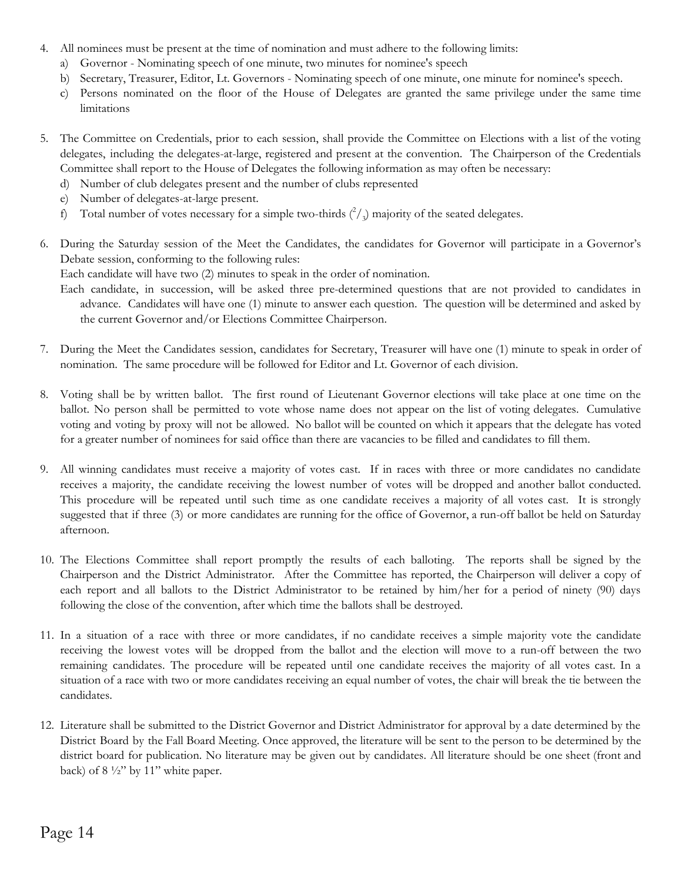4. All nominees must be present at the time of nomination and must adhere to the following limits:
   a) Governor - Nominating speech of one minute, two minutes for nominee's speech
   b) Secretary, Treasurer, Editor, Lt. Governors - Nominating speech of one minute, one minute for nominee's speech.
   c) Persons nominated on the floor of the House of Delegates are granted the same privilege under the same time limitations

5. The Committee on Credentials, prior to each session, shall provide the Committee on Elections with a list of the voting delegates, including the delegates-at-large, registered and present at the convention. The Chairperson of the Credentials Committee shall report to the House of Delegates the following information as may often be necessary:
   d) Number of club delegates present and the number of clubs represented
   e) Number of delegates-at-large present.
   f) Total number of votes necessary for a simple two-thirds ($^2/_3$) majority of the seated delegates.

6. During the Saturday session of the Meet the Candidates, the candidates for Governor will participate in a Governor's Debate session, conforming to the following rules:
   Each candidate will have two (2) minutes to speak in the order of nomination.
   Each candidate, in succession, will be asked three pre-determined questions that are not provided to candidates in advance. Candidates will have one (1) minute to answer each question. The question will be determined and asked by the current Governor and/or Elections Committee Chairperson.

7. During the Meet the Candidates session, candidates for Secretary, Treasurer will have one (1) minute to speak in order of nomination. The same procedure will be followed for Editor and Lt. Governor of each division.

8. Voting shall be by written ballot. The first round of Lieutenant Governor elections will take place at one time on the ballot. No person shall be permitted to vote whose name does not appear on the list of voting delegates. Cumulative voting and voting by proxy will not be allowed. No ballot will be counted on which it appears that the delegate has voted for a greater number of nominees for said office than there are vacancies to be filled and candidates to fill them.

9. All winning candidates must receive a majority of votes cast. If in races with three or more candidates no candidate receives a majority, the candidate receiving the lowest number of votes will be dropped and another ballot conducted. This procedure will be repeated until such time as one candidate receives a majority of all votes cast. It is strongly suggested that if three (3) or more candidates are running for the office of Governor, a run-off ballot be held on Saturday afternoon.

10. The Elections Committee shall report promptly the results of each balloting. The reports shall be signed by the Chairperson and the District Administrator. After the Committee has reported, the Chairperson will deliver a copy of each report and all ballots to the District Administrator to be retained by him/her for a period of ninety (90) days following the close of the convention, after which time the ballots shall be destroyed.

11. In a situation of a race with three or more candidates, if no candidate receives a simple majority vote the candidate receiving the lowest votes will be dropped from the ballot and the election will move to a run-off between the two remaining candidates. The procedure will be repeated until one candidate receives the majority of all votes cast. In a situation of a race with two or more candidates receiving an equal number of votes, the chair will break the tie between the candidates.

12. Literature shall be submitted to the District Governor and District Administrator for approval by a date determined by the District Board by the Fall Board Meeting. Once approved, the literature will be sent to the person to be determined by the district board for publication. No literature may be given out by candidates. All literature should be one sheet (front and back) of 8 ½" by 11" white paper.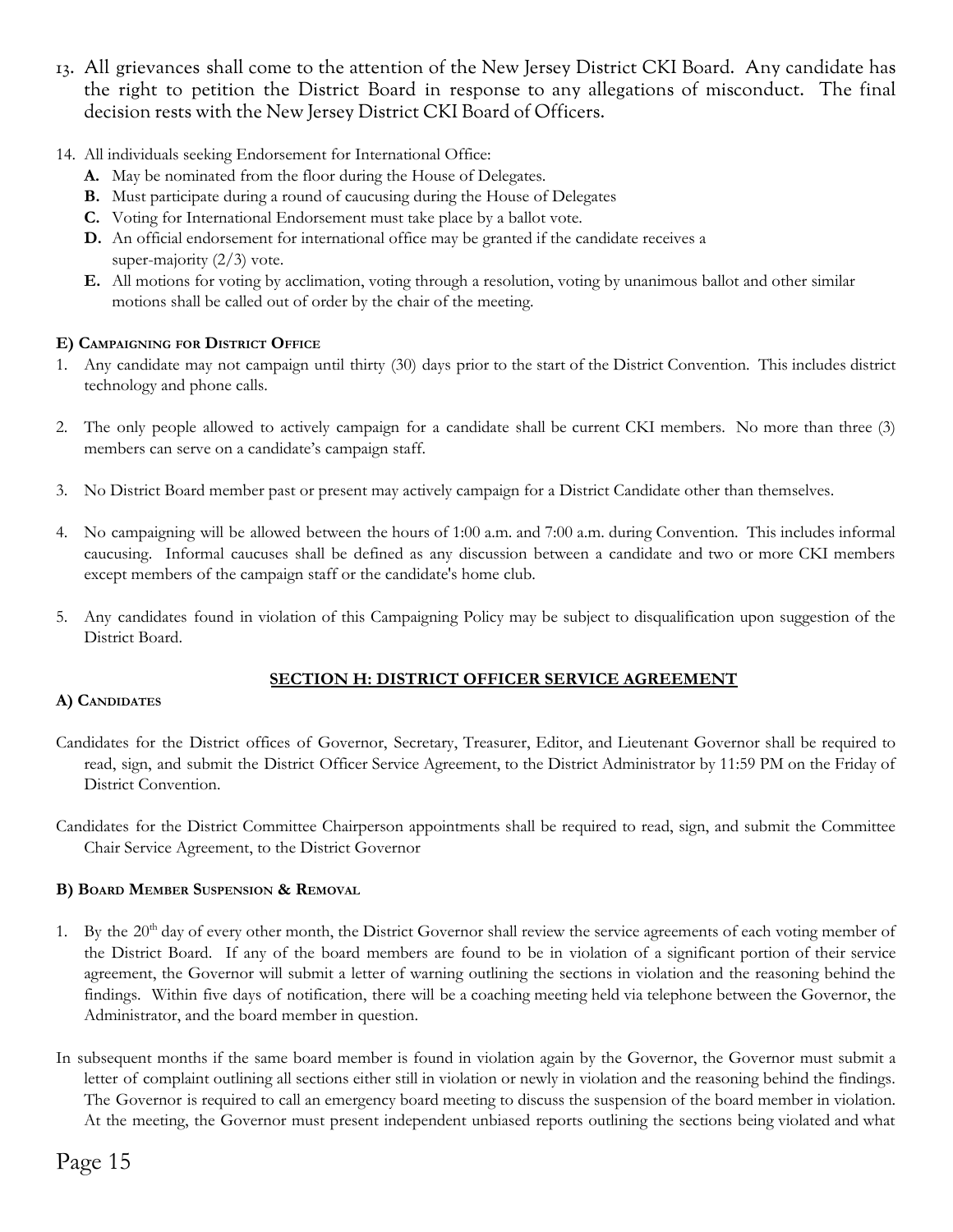13. All grievances shall come to the attention of the New Jersey District CKI Board. Any candidate has the right to petition the District Board in response to any allegations of misconduct. The final decision rests with the New Jersey District CKI Board of Officers.

14. All individuals seeking Endorsement for International Office:
    - **A.** May be nominated from the floor during the House of Delegates.
    - **B.** Must participate during a round of caucusing during the House of Delegates
    - **C.** Voting for International Endorsement must take place by a ballot vote.
    - **D.** An official endorsement for international office may be granted if the candidate receives a super-majority (2/3) vote.
    - **E.** All motions for voting by acclimation, voting through a resolution, voting by unanimous ballot and other similar motions shall be called out of order by the chair of the meeting.

#### E) Campaigning for District Office

1. Any candidate may not campaign until thirty (30) days prior to the start of the District Convention. This includes district technology and phone calls.

2. The only people allowed to actively campaign for a candidate shall be current CKI members. No more than three (3) members can serve on a candidate's campaign staff.

3. No District Board member past or present may actively campaign for a District Candidate other than themselves.

4. No campaigning will be allowed between the hours of 1:00 a.m. and 7:00 a.m. during Convention. This includes informal caucusing. Informal caucuses shall be defined as any discussion between a candidate and two or more CKI members except members of the campaign staff or the candidate's home club.

5. Any candidates found in violation of this Campaigning Policy may be subject to disqualification upon suggestion of the District Board.

### SECTION H: DISTRICT OFFICER SERVICE AGREEMENT

#### A) Candidates

Candidates for the District offices of Governor, Secretary, Treasurer, Editor, and Lieutenant Governor shall be required to read, sign, and submit the District Officer Service Agreement, to the District Administrator by 11:59 PM on the Friday of District Convention.

Candidates for the District Committee Chairperson appointments shall be required to read, sign, and submit the Committee Chair Service Agreement, to the District Governor

#### B) Board Member Suspension & Removal

1. By the 20th day of every other month, the District Governor shall review the service agreements of each voting member of the District Board. If any of the board members are found to be in violation of a significant portion of their service agreement, the Governor will submit a letter of warning outlining the sections in violation and the reasoning behind the findings. Within five days of notification, there will be a coaching meeting held via telephone between the Governor, the Administrator, and the board member in question.

In subsequent months if the same board member is found in violation again by the Governor, the Governor must submit a letter of complaint outlining all sections either still in violation or newly in violation and the reasoning behind the findings. The Governor is required to call an emergency board meeting to discuss the suspension of the board member in violation. At the meeting, the Governor must present independent unbiased reports outlining the sections being violated and what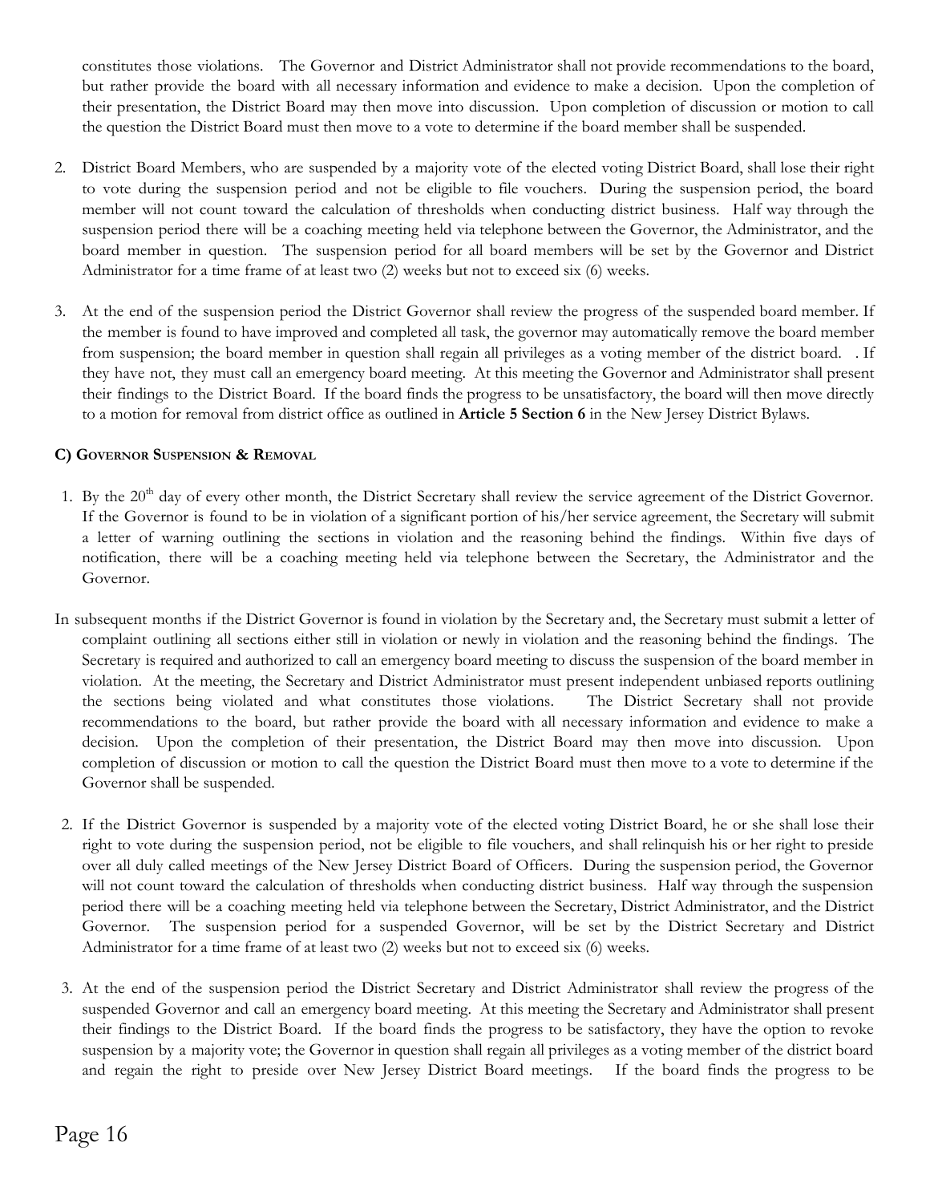constitutes those violations. The Governor and District Administrator shall not provide recommendations to the board, but rather provide the board with all necessary information and evidence to make a decision. Upon the completion of their presentation, the District Board may then move into discussion. Upon completion of discussion or motion to call the question the District Board must then move to a vote to determine if the board member shall be suspended.

2. District Board Members, who are suspended by a majority vote of the elected voting District Board, shall lose their right to vote during the suspension period and not be eligible to file vouchers. During the suspension period, the board member will not count toward the calculation of thresholds when conducting district business. Half way through the suspension period there will be a coaching meeting held via telephone between the Governor, the Administrator, and the board member in question. The suspension period for all board members will be set by the Governor and District Administrator for a time frame of at least two (2) weeks but not to exceed six (6) weeks.

3. At the end of the suspension period the District Governor shall review the progress of the suspended board member. If the member is found to have improved and completed all task, the governor may automatically remove the board member from suspension; the board member in question shall regain all privileges as a voting member of the district board. . If they have not, they must call an emergency board meeting. At this meeting the Governor and Administrator shall present their findings to the District Board. If the board finds the progress to be unsatisfactory, the board will then move directly to a motion for removal from district office as outlined in **Article 5 Section 6** in the New Jersey District Bylaws.

#### C) Governor Suspension & Removal

1. By the 20th day of every other month, the District Secretary shall review the service agreement of the District Governor. If the Governor is found to be in violation of a significant portion of his/her service agreement, the Secretary will submit a letter of warning outlining the sections in violation and the reasoning behind the findings. Within five days of notification, there will be a coaching meeting held via telephone between the Secretary, the Administrator and the Governor.

In subsequent months if the District Governor is found in violation by the Secretary and, the Secretary must submit a letter of complaint outlining all sections either still in violation or newly in violation and the reasoning behind the findings. The Secretary is required and authorized to call an emergency board meeting to discuss the suspension of the board member in violation. At the meeting, the Secretary and District Administrator must present independent unbiased reports outlining the sections being violated and what constitutes those violations. The District Secretary shall not provide recommendations to the board, but rather provide the board with all necessary information and evidence to make a decision. Upon the completion of their presentation, the District Board may then move into discussion. Upon completion of discussion or motion to call the question the District Board must then move to a vote to determine if the Governor shall be suspended.

2. If the District Governor is suspended by a majority vote of the elected voting District Board, he or she shall lose their right to vote during the suspension period, not be eligible to file vouchers, and shall relinquish his or her right to preside over all duly called meetings of the New Jersey District Board of Officers. During the suspension period, the Governor will not count toward the calculation of thresholds when conducting district business. Half way through the suspension period there will be a coaching meeting held via telephone between the Secretary, District Administrator, and the District Governor. The suspension period for a suspended Governor, will be set by the District Secretary and District Administrator for a time frame of at least two (2) weeks but not to exceed six (6) weeks.

3. At the end of the suspension period the District Secretary and District Administrator shall review the progress of the suspended Governor and call an emergency board meeting. At this meeting the Secretary and Administrator shall present their findings to the District Board. If the board finds the progress to be satisfactory, they have the option to revoke suspension by a majority vote; the Governor in question shall regain all privileges as a voting member of the district board and regain the right to preside over New Jersey District Board meetings. If the board finds the progress to be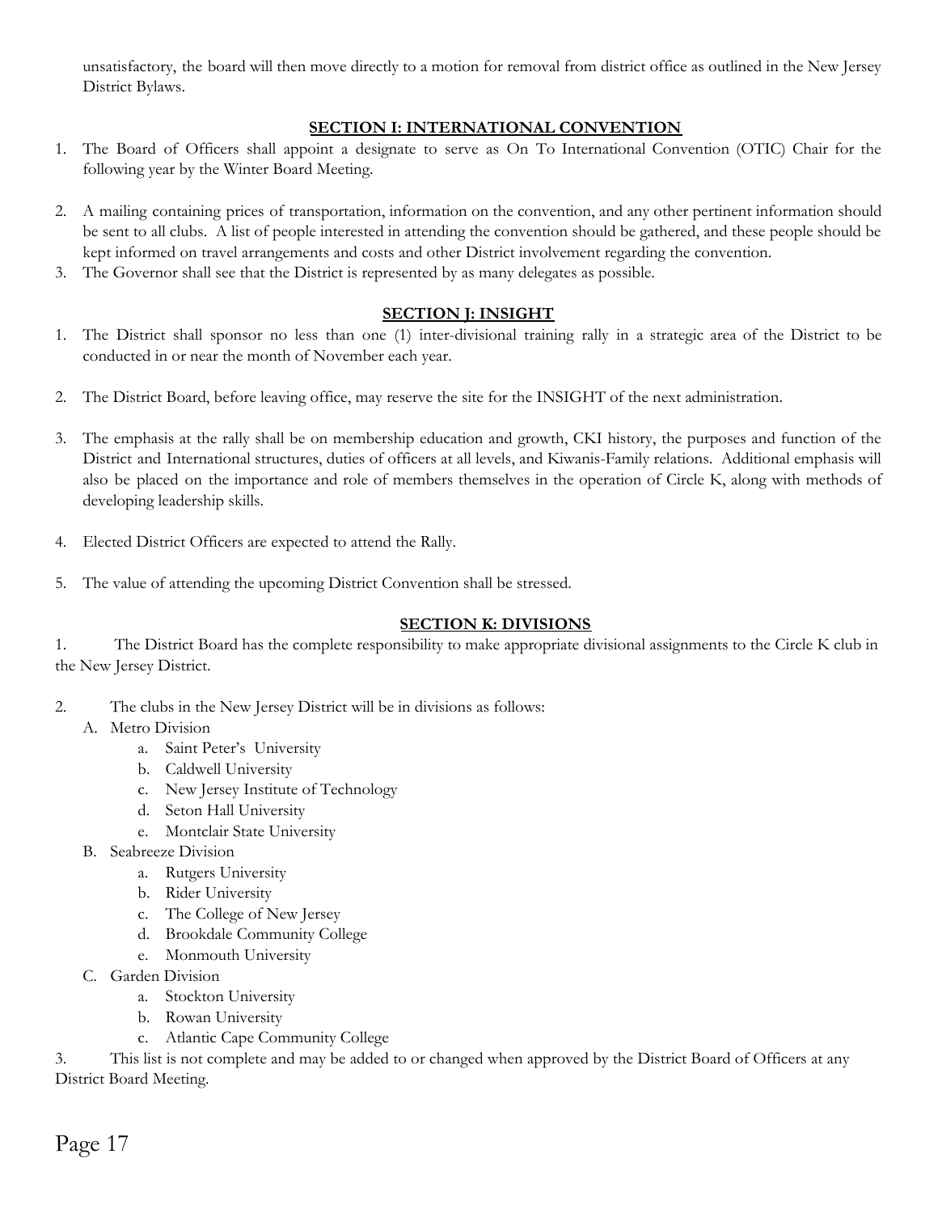unsatisfactory, the board will then move directly to a motion for removal from district office as outlined in the New Jersey District Bylaws.

## SECTION I: INTERNATIONAL CONVENTION

1. The Board of Officers shall appoint a designate to serve as On To International Convention (OTIC) Chair for the following year by the Winter Board Meeting.

2. A mailing containing prices of transportation, information on the convention, and any other pertinent information should be sent to all clubs. A list of people interested in attending the convention should be gathered, and these people should be kept informed on travel arrangements and costs and other District involvement regarding the convention.
3. The Governor shall see that the District is represented by as many delegates as possible.

## SECTION J: INSIGHT

1. The District shall sponsor no less than one (1) inter-divisional training rally in a strategic area of the District to be conducted in or near the month of November each year.

2. The District Board, before leaving office, may reserve the site for the INSIGHT of the next administration.

3. The emphasis at the rally shall be on membership education and growth, CKI history, the purposes and function of the District and International structures, duties of officers at all levels, and Kiwanis-Family relations. Additional emphasis will also be placed on the importance and role of members themselves in the operation of Circle K, along with methods of developing leadership skills.

4. Elected District Officers are expected to attend the Rally.

5. The value of attending the upcoming District Convention shall be stressed.

## SECTION K: DIVISIONS

1. The District Board has the complete responsibility to make appropriate divisional assignments to the Circle K club in the New Jersey District.

2. The clubs in the New Jersey District will be in divisions as follows:
   - A. Metro Division
     - a. Saint Peter's University
     - b. Caldwell University
     - c. New Jersey Institute of Technology
     - d. Seton Hall University
     - e. Montclair State University
   - B. Seabreeze Division
     - a. Rutgers University
     - b. Rider University
     - c. The College of New Jersey
     - d. Brookdale Community College
     - e. Monmouth University
   - C. Garden Division
     - a. Stockton University
     - b. Rowan University
     - c. Atlantic Cape Community College

3. This list is not complete and may be added to or changed when approved by the District Board of Officers at any District Board Meeting.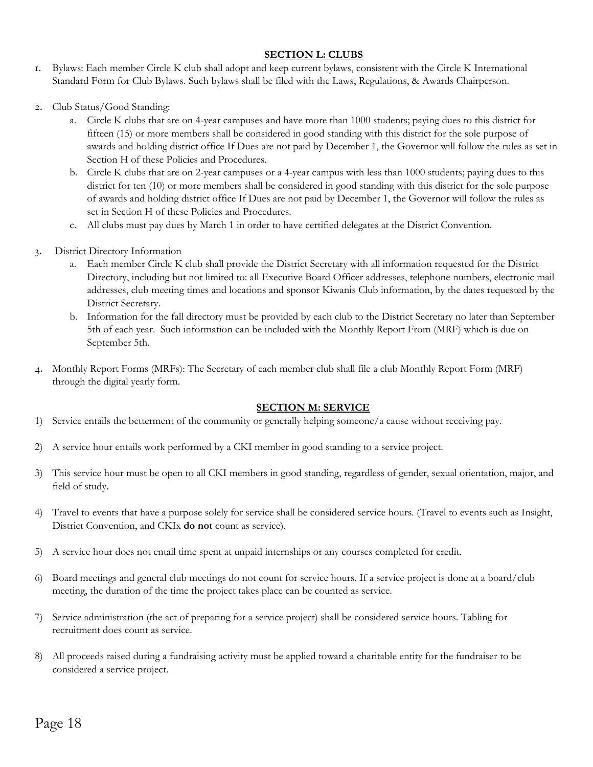## SECTION L: CLUBS

1. Bylaws: Each member Circle K club shall adopt and keep current bylaws, consistent with the Circle K International Standard Form for Club Bylaws. Such bylaws shall be filed with the Laws, Regulations, & Awards Chairperson.

2. Club Status/Good Standing:
   a. Circle K clubs that are on 4-year campuses and have more than 1000 students; paying dues to this district for fifteen (15) or more members shall be considered in good standing with this district for the sole purpose of awards and holding district office If Dues are not paid by December 1, the Governor will follow the rules as set in Section H of these Policies and Procedures.
   b. Circle K clubs that are on 2-year campuses or a 4-year campus with less than 1000 students; paying dues to this district for ten (10) or more members shall be considered in good standing with this district for the sole purpose of awards and holding district office If Dues are not paid by December 1, the Governor will follow the rules as set in Section H of these Policies and Procedures.
   c. All clubs must pay dues by March 1 in order to have certified delegates at the District Convention.

3. District Directory Information
   a. Each member Circle K club shall provide the District Secretary with all information requested for the District Directory, including but not limited to: all Executive Board Officer addresses, telephone numbers, electronic mail addresses, club meeting times and locations and sponsor Kiwanis Club information, by the dates requested by the District Secretary.
   b. Information for the fall directory must be provided by each club to the District Secretary no later than September 5th of each year. Such information can be included with the Monthly Report From (MRF) which is due on September 5th.

4. Monthly Report Forms (MRFs): The Secretary of each member club shall file a club Monthly Report Form (MRF) through the digital yearly form.

## SECTION M: SERVICE

1) Service entails the betterment of the community or generally helping someone/a cause without receiving pay.

2) A service hour entails work performed by a CKI member in good standing to a service project.

3) This service hour must be open to all CKI members in good standing, regardless of gender, sexual orientation, major, and field of study.

4) Travel to events that have a purpose solely for service shall be considered service hours. (Travel to events such as Insight, District Convention, and CKIx **do not** count as service).

5) A service hour does not entail time spent at unpaid internships or any courses completed for credit.

6) Board meetings and general club meetings do not count for service hours. If a service project is done at a board/club meeting, the duration of the time the project takes place can be counted as service.

7) Service administration (the act of preparing for a service project) shall be considered service hours. Tabling for recruitment does count as service.

8) All proceeds raised during a fundraising activity must be applied toward a charitable entity for the fundraiser to be considered a service project.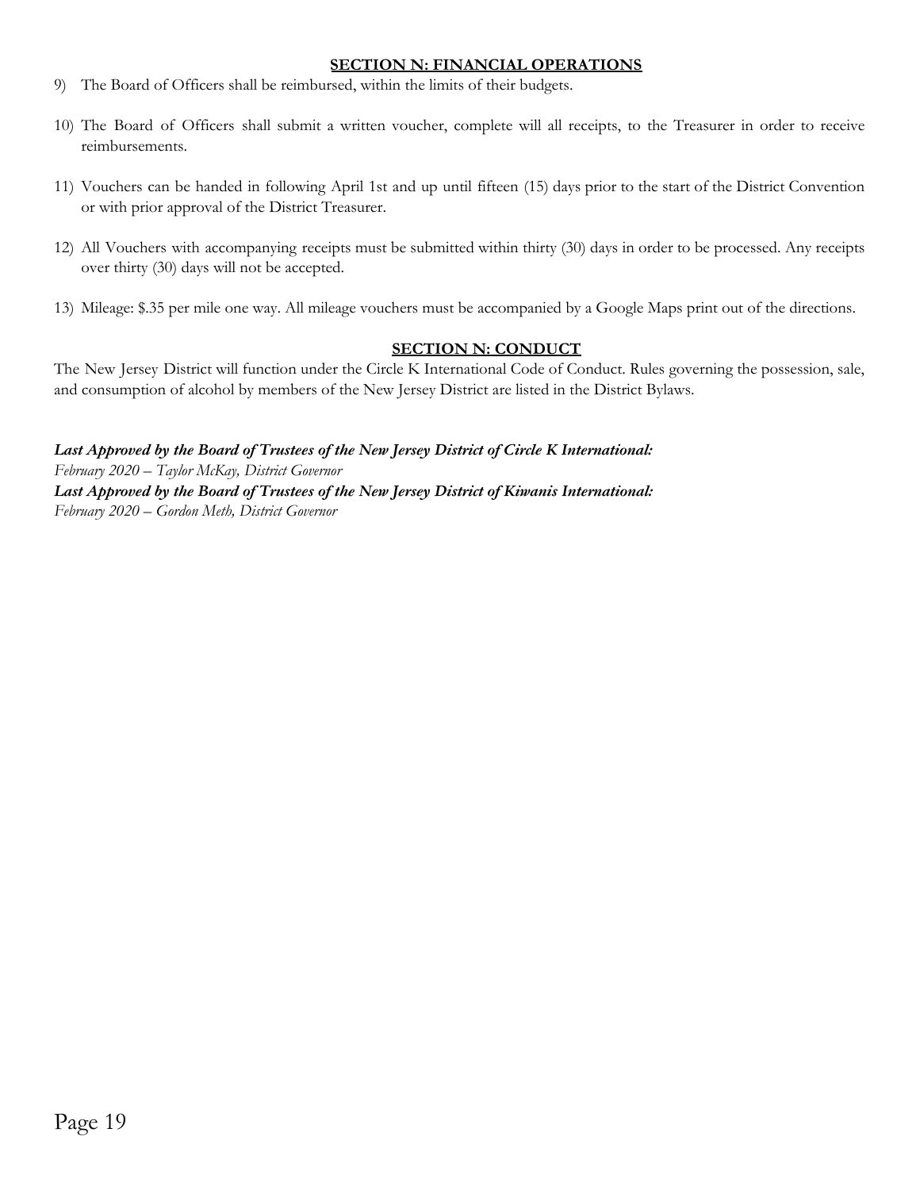## SECTION N: FINANCIAL OPERATIONS

9) The Board of Officers shall be reimbursed, within the limits of their budgets.

10) The Board of Officers shall submit a written voucher, complete will all receipts, to the Treasurer in order to receive reimbursements.

11) Vouchers can be handed in following April 1st and up until fifteen (15) days prior to the start of the District Convention or with prior approval of the District Treasurer.

12) All Vouchers with accompanying receipts must be submitted within thirty (30) days in order to be processed. Any receipts over thirty (30) days will not be accepted.

13) Mileage: $.35 per mile one way. All mileage vouchers must be accompanied by a Google Maps print out of the directions.

## SECTION N: CONDUCT

The New Jersey District will function under the Circle K International Code of Conduct. Rules governing the possession, sale, and consumption of alcohol by members of the New Jersey District are listed in the District Bylaws.

***Last Approved by the Board of Trustees of the New Jersey District of Circle K International:***
*February 2020 – Taylor McKay, District Governor*
***Last Approved by the Board of Trustees of the New Jersey District of Kiwanis International:***
*February 2020 – Gordon Meth, District Governor*